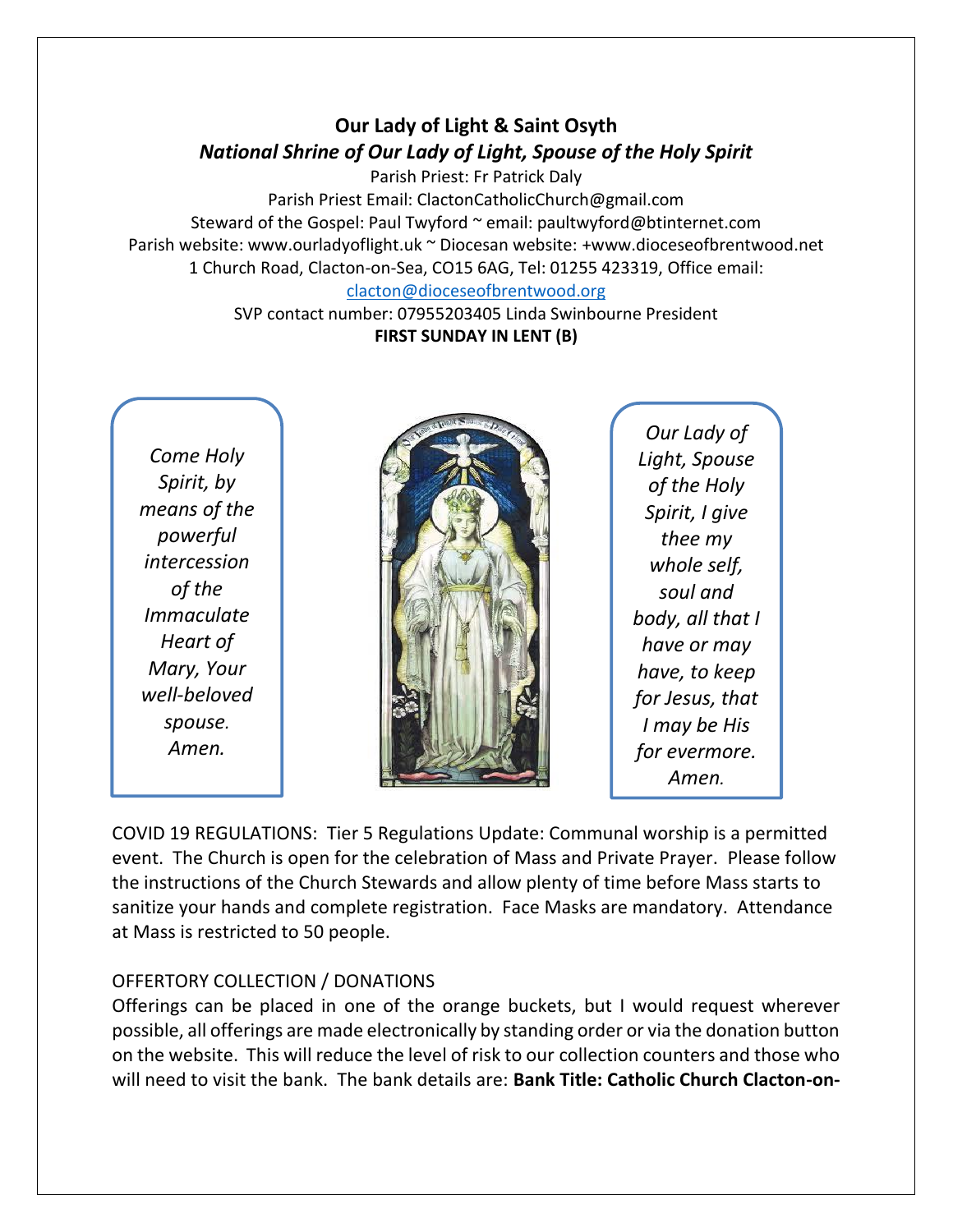**Our Lady of Light & Saint Osyth**

***National Shrine of Our Lady of Light, Spouse of the Holy Spirit***

Parish Priest: Fr Patrick Daly

Parish Priest Email: ClactonCatholicChurch@gmail.com

Steward of the Gospel: Paul Twyford ~ email: paultwyford@btinternet.com

Parish website: www.ourladyoflight.uk ~ Diocesan website: +www.dioceseofbrentwood.net

1 Church Road, Clacton-on-Sea, CO15 6AG, Tel: 01255 423319, Office email: clacton@dioceseofbrentwood.org

SVP contact number: 07955203405 Linda Swinbourne President

**FIRST SUNDAY IN LENT (B)**

*Come Holy Spirit, by means of the powerful intercession of the Immaculate Heart of Mary, Your well-beloved spouse. Amen.*

*Our Lady of Light, Spouse of the Holy Spirit, I give thee my whole self, soul and body, all that I have or may have, to keep for Jesus, that I may be His for evermore. Amen.*

COVID 19 REGULATIONS: Tier 5 Regulations Update: Communal worship is a permitted event. The Church is open for the celebration of Mass and Private Prayer. Please follow the instructions of the Church Stewards and allow plenty of time before Mass starts to sanitize your hands and complete registration. Face Masks are mandatory. Attendance at Mass is restricted to 50 people.

OFFERTORY COLLECTION / DONATIONS

Offerings can be placed in one of the orange buckets, but I would request wherever possible, all offerings are made electronically by standing order or via the donation button on the website. This will reduce the level of risk to our collection counters and those who will need to visit the bank. The bank details are: **Bank Title: Catholic Church Clacton-on-**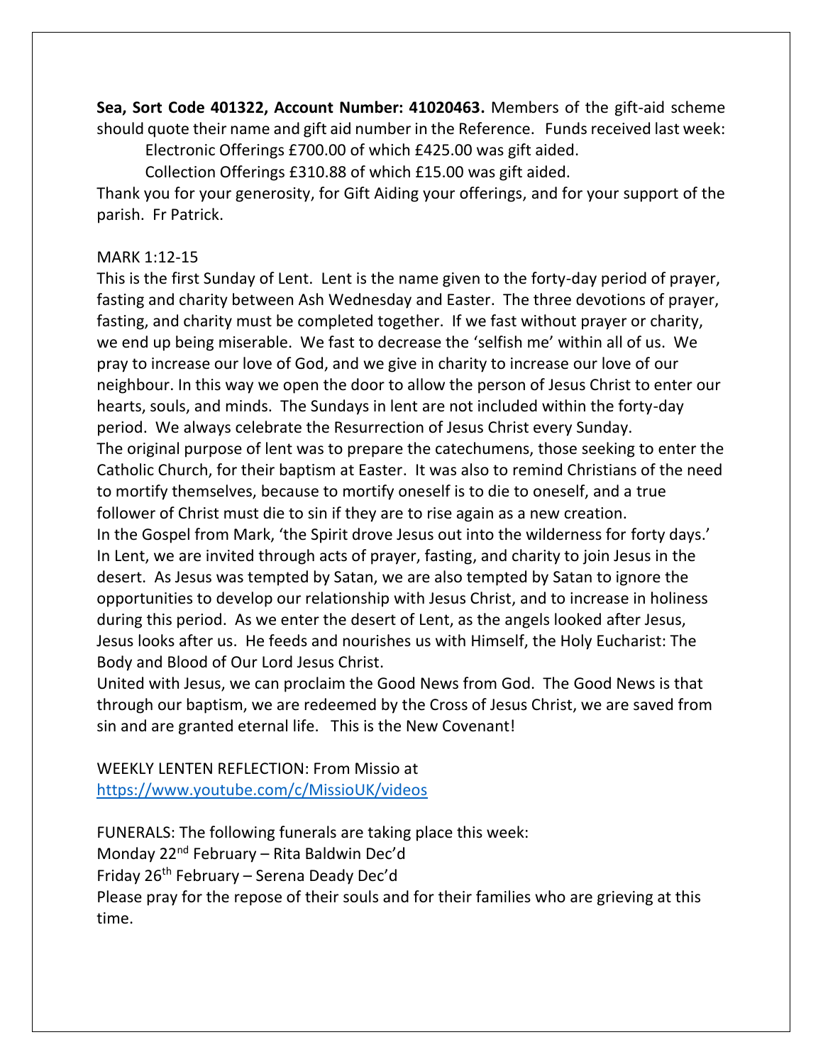**Sea, Sort Code 401322, Account Number: 41020463.** Members of the gift-aid scheme should quote their name and gift aid number in the Reference. Funds received last week:

Electronic Offerings £700.00 of which £425.00 was gift aided.

Collection Offerings £310.88 of which £15.00 was gift aided.

Thank you for your generosity, for Gift Aiding your offerings, and for your support of the parish. Fr Patrick.

MARK 1:12-15

This is the first Sunday of Lent. Lent is the name given to the forty-day period of prayer, fasting and charity between Ash Wednesday and Easter. The three devotions of prayer, fasting, and charity must be completed together. If we fast without prayer or charity, we end up being miserable. We fast to decrease the 'selfish me' within all of us. We pray to increase our love of God, and we give in charity to increase our love of our neighbour. In this way we open the door to allow the person of Jesus Christ to enter our hearts, souls, and minds. The Sundays in lent are not included within the forty-day period. We always celebrate the Resurrection of Jesus Christ every Sunday.

The original purpose of lent was to prepare the catechumens, those seeking to enter the Catholic Church, for their baptism at Easter. It was also to remind Christians of the need to mortify themselves, because to mortify oneself is to die to oneself, and a true follower of Christ must die to sin if they are to rise again as a new creation.

In the Gospel from Mark, 'the Spirit drove Jesus out into the wilderness for forty days.' In Lent, we are invited through acts of prayer, fasting, and charity to join Jesus in the desert. As Jesus was tempted by Satan, we are also tempted by Satan to ignore the opportunities to develop our relationship with Jesus Christ, and to increase in holiness during this period. As we enter the desert of Lent, as the angels looked after Jesus, Jesus looks after us. He feeds and nourishes us with Himself, the Holy Eucharist: The Body and Blood of Our Lord Jesus Christ.

United with Jesus, we can proclaim the Good News from God. The Good News is that through our baptism, we are redeemed by the Cross of Jesus Christ, we are saved from sin and are granted eternal life. This is the New Covenant!

WEEKLY LENTEN REFLECTION: From Missio at https://www.youtube.com/c/MissioUK/videos

FUNERALS: The following funerals are taking place this week:

Monday 22nd February – Rita Baldwin Dec'd

Friday 26th February – Serena Deady Dec'd

Please pray for the repose of their souls and for their families who are grieving at this time.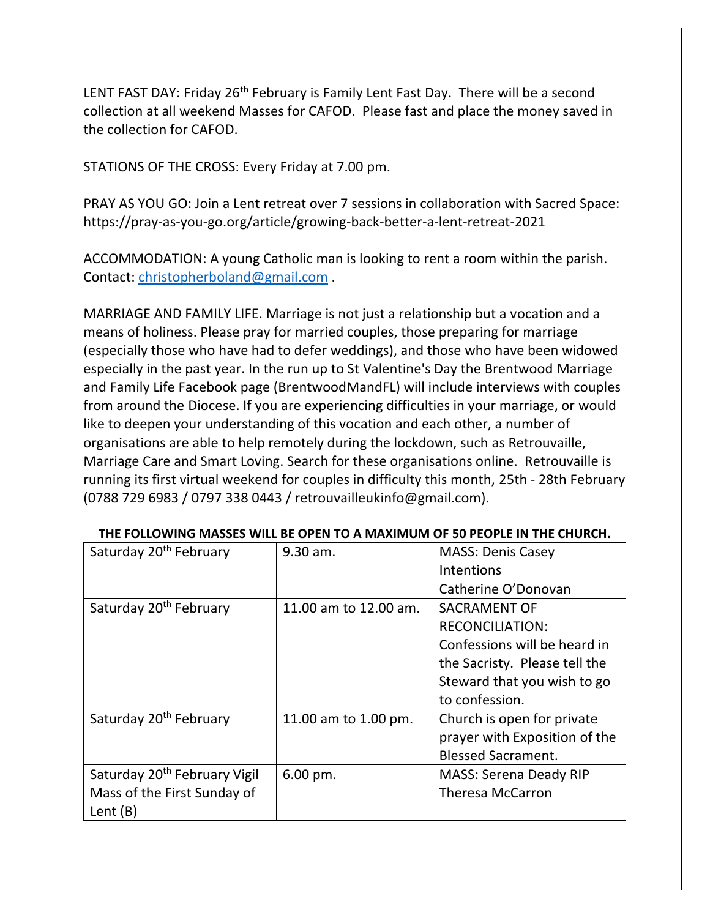LENT FAST DAY: Friday 26th February is Family Lent Fast Day. There will be a second collection at all weekend Masses for CAFOD. Please fast and place the money saved in the collection for CAFOD.

STATIONS OF THE CROSS: Every Friday at 7.00 pm.

PRAY AS YOU GO: Join a Lent retreat over 7 sessions in collaboration with Sacred Space: https://pray-as-you-go.org/article/growing-back-better-a-lent-retreat-2021

ACCOMMODATION: A young Catholic man is looking to rent a room within the parish. Contact: christopherboland@gmail.com .

MARRIAGE AND FAMILY LIFE. Marriage is not just a relationship but a vocation and a means of holiness. Please pray for married couples, those preparing for marriage (especially those who have had to defer weddings), and those who have been widowed especially in the past year. In the run up to St Valentine's Day the Brentwood Marriage and Family Life Facebook page (BrentwoodMandFL) will include interviews with couples from around the Diocese. If you are experiencing difficulties in your marriage, or would like to deepen your understanding of this vocation and each other, a number of organisations are able to help remotely during the lockdown, such as Retrouvaille, Marriage Care and Smart Loving. Search for these organisations online. Retrouvaille is running its first virtual weekend for couples in difficulty this month, 25th - 28th February (0788 729 6983 / 0797 338 0443 / retrouvailleukinfo@gmail.com).

**THE FOLLOWING MASSES WILL BE OPEN TO A MAXIMUM OF 50 PEOPLE IN THE CHURCH.**

| | | |
|---|---|---|
| Saturday 20th February | 9.30 am. | MASS: Denis Casey<br>Intentions<br>Catherine O'Donovan |
| Saturday 20th February | 11.00 am to 12.00 am. | SACRAMENT OF RECONCILIATION: Confessions will be heard in the Sacristy. Please tell the Steward that you wish to go to confession. |
| Saturday 20th February | 11.00 am to 1.00 pm. | Church is open for private prayer with Exposition of the Blessed Sacrament. |
| Saturday 20th February Vigil Mass of the First Sunday of Lent (B) | 6.00 pm. | MASS: Serena Deady RIP<br>Theresa McCarron |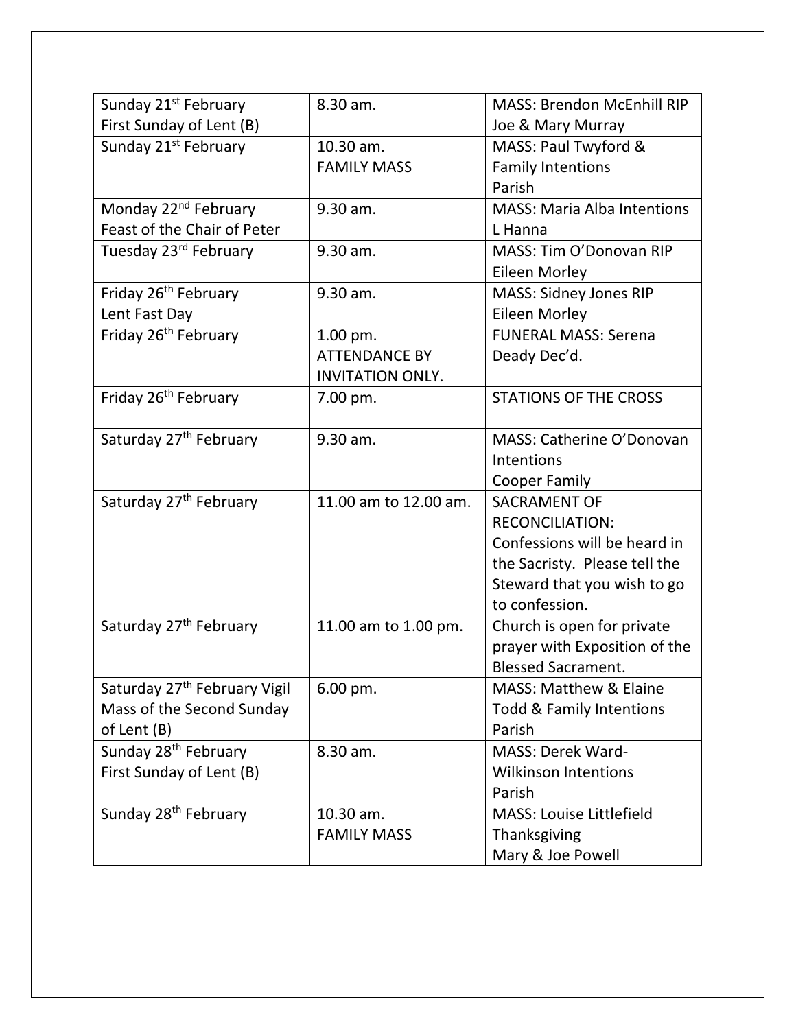| | | |
|---|---|---|
| Sunday 21st February<br>First Sunday of Lent (B) | 8.30 am. | MASS: Brendon McEnhill RIP<br>Joe & Mary Murray |
| Sunday 21st February | 10.30 am.<br>FAMILY MASS | MASS: Paul Twyford &<br>Family Intentions<br>Parish |
| Monday 22nd February<br>Feast of the Chair of Peter | 9.30 am. | MASS: Maria Alba Intentions<br>L Hanna |
| Tuesday 23rd February | 9.30 am. | MASS: Tim O'Donovan RIP<br>Eileen Morley |
| Friday 26th February<br>Lent Fast Day | 9.30 am. | MASS: Sidney Jones RIP<br>Eileen Morley |
| Friday 26th February | 1.00 pm.<br>ATTENDANCE BY<br>INVITATION ONLY. | FUNERAL MASS: Serena<br>Deady Dec'd. |
| Friday 26th February | 7.00 pm. | STATIONS OF THE CROSS |
| Saturday 27th February | 9.30 am. | MASS: Catherine O'Donovan<br>Intentions<br>Cooper Family |
| Saturday 27th February | 11.00 am to 12.00 am. | SACRAMENT OF<br>RECONCILIATION:<br>Confessions will be heard in<br>the Sacristy. Please tell the<br>Steward that you wish to go<br>to confession. |
| Saturday 27th February | 11.00 am to 1.00 pm. | Church is open for private<br>prayer with Exposition of the<br>Blessed Sacrament. |
| Saturday 27th February Vigil<br>Mass of the Second Sunday<br>of Lent (B) | 6.00 pm. | MASS: Matthew & Elaine<br>Todd & Family Intentions<br>Parish |
| Sunday 28th February<br>First Sunday of Lent (B) | 8.30 am. | MASS: Derek Ward-<br>Wilkinson Intentions<br>Parish |
| Sunday 28th February | 10.30 am.<br>FAMILY MASS | MASS: Louise Littlefield<br>Thanksgiving<br>Mary & Joe Powell |